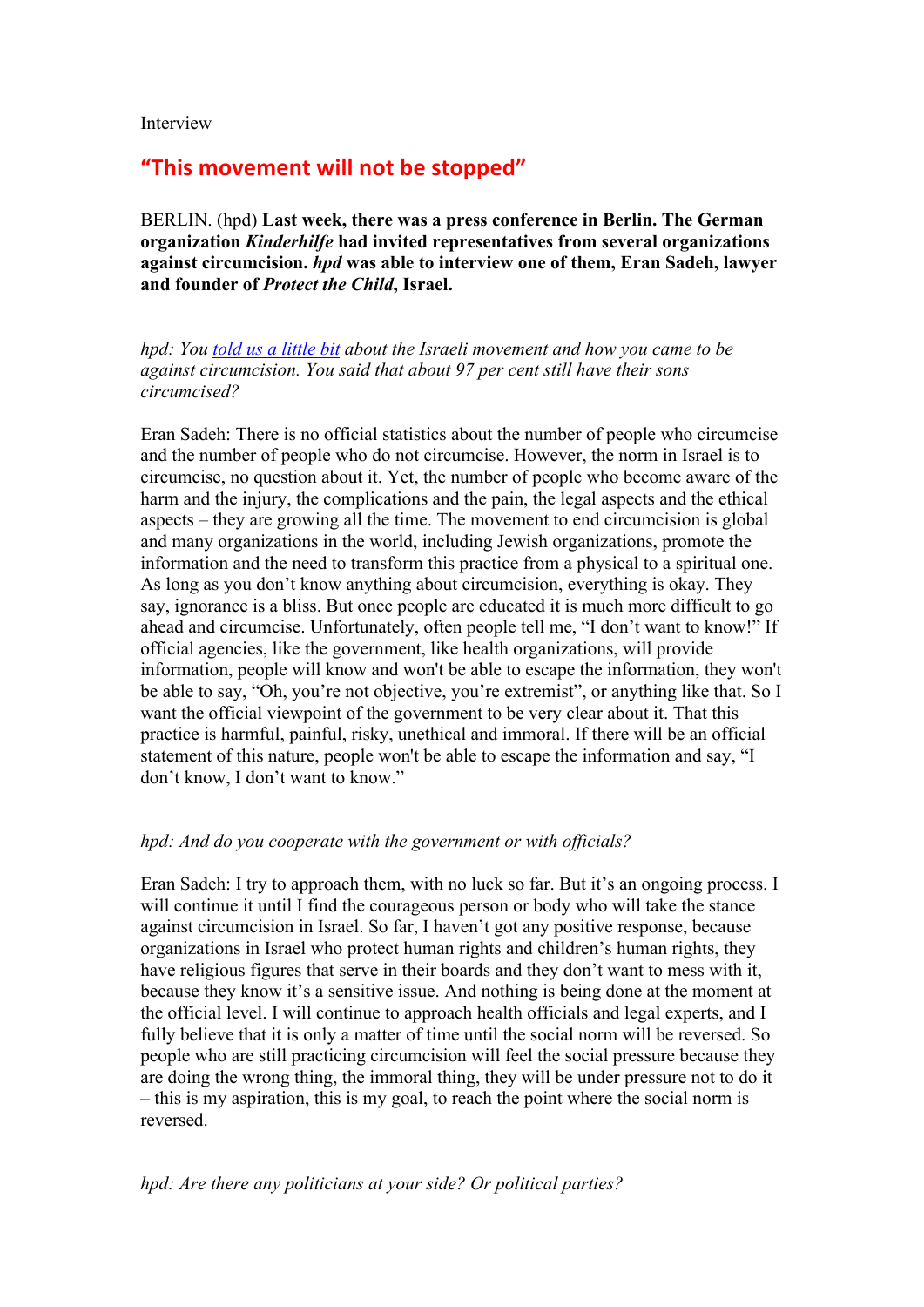Interview

# "This movement will not be stopped"

BERLIN. (hpd) **Last week, there was a press conference in Berlin. The German organization *Kinderhilfe* had invited representatives from several organizations against circumcision. *hpd* was able to interview one of them, Eran Sadeh, lawyer and founder of *Protect the Child*, Israel.**

*hpd: You told us a little bit about the Israeli movement and how you came to be against circumcision. You said that about 97 per cent still have their sons circumcised?*

Eran Sadeh: There is no official statistics about the number of people who circumcise and the number of people who do not circumcise. However, the norm in Israel is to circumcise, no question about it. Yet, the number of people who become aware of the harm and the injury, the complications and the pain, the legal aspects and the ethical aspects – they are growing all the time. The movement to end circumcision is global and many organizations in the world, including Jewish organizations, promote the information and the need to transform this practice from a physical to a spiritual one. As long as you don't know anything about circumcision, everything is okay. They say, ignorance is a bliss. But once people are educated it is much more difficult to go ahead and circumcise. Unfortunately, often people tell me, "I don't want to know!" If official agencies, like the government, like health organizations, will provide information, people will know and won't be able to escape the information, they won't be able to say, "Oh, you're not objective, you're extremist", or anything like that. So I want the official viewpoint of the government to be very clear about it. That this practice is harmful, painful, risky, unethical and immoral. If there will be an official statement of this nature, people won't be able to escape the information and say, "I don't know, I don't want to know."

*hpd: And do you cooperate with the government or with officials?*

Eran Sadeh: I try to approach them, with no luck so far. But it's an ongoing process. I will continue it until I find the courageous person or body who will take the stance against circumcision in Israel. So far, I haven't got any positive response, because organizations in Israel who protect human rights and children's human rights, they have religious figures that serve in their boards and they don't want to mess with it, because they know it's a sensitive issue. And nothing is being done at the moment at the official level. I will continue to approach health officials and legal experts, and I fully believe that it is only a matter of time until the social norm will be reversed. So people who are still practicing circumcision will feel the social pressure because they are doing the wrong thing, the immoral thing, they will be under pressure not to do it – this is my aspiration, this is my goal, to reach the point where the social norm is reversed.

*hpd: Are there any politicians at your side? Or political parties?*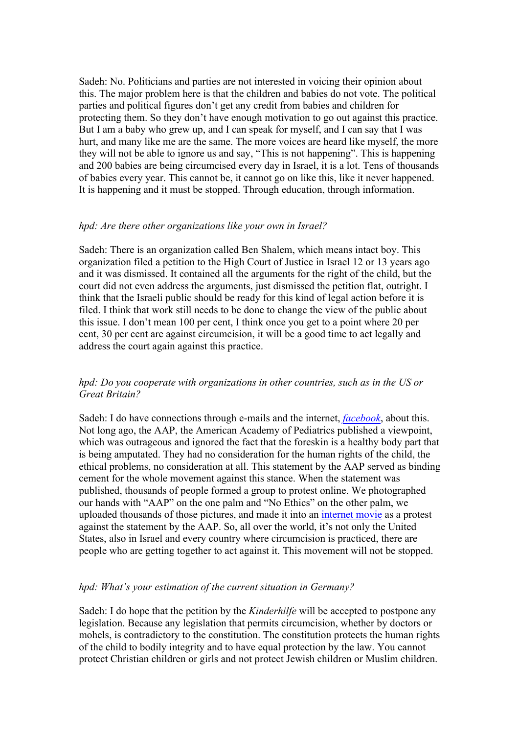Sadeh: No. Politicians and parties are not interested in voicing their opinion about this. The major problem here is that the children and babies do not vote. The political parties and political figures don't get any credit from babies and children for protecting them. So they don't have enough motivation to go out against this practice. But I am a baby who grew up, and I can speak for myself, and I can say that I was hurt, and many like me are the same. The more voices are heard like myself, the more they will not be able to ignore us and say, "This is not happening". This is happening and 200 babies are being circumcised every day in Israel, it is a lot. Tens of thousands of babies every year. This cannot be, it cannot go on like this, like it never happened. It is happening and it must be stopped. Through education, through information.

*hpd: Are there other organizations like your own in Israel?*

Sadeh: There is an organization called Ben Shalem, which means intact boy. This organization filed a petition to the High Court of Justice in Israel 12 or 13 years ago and it was dismissed. It contained all the arguments for the right of the child, but the court did not even address the arguments, just dismissed the petition flat, outright. I think that the Israeli public should be ready for this kind of legal action before it is filed. I think that work still needs to be done to change the view of the public about this issue. I don't mean 100 per cent, I think once you get to a point where 20 per cent, 30 per cent are against circumcision, it will be a good time to act legally and address the court again against this practice.

*hpd: Do you cooperate with organizations in other countries, such as in the US or Great Britain?*

Sadeh: I do have connections through e-mails and the internet, *facebook*, about this. Not long ago, the AAP, the American Academy of Pediatrics published a viewpoint, which was outrageous and ignored the fact that the foreskin is a healthy body part that is being amputated. They had no consideration for the human rights of the child, the ethical problems, no consideration at all. This statement by the AAP served as binding cement for the whole movement against this stance. When the statement was published, thousands of people formed a group to protest online. We photographed our hands with "AAP" on the one palm and "No Ethics" on the other palm, we uploaded thousands of those pictures, and made it into an internet movie as a protest against the statement by the AAP. So, all over the world, it's not only the United States, also in Israel and every country where circumcision is practiced, there are people who are getting together to act against it. This movement will not be stopped.

*hpd: What's your estimation of the current situation in Germany?*

Sadeh: I do hope that the petition by the *Kinderhilfe* will be accepted to postpone any legislation. Because any legislation that permits circumcision, whether by doctors or mohels, is contradictory to the constitution. The constitution protects the human rights of the child to bodily integrity and to have equal protection by the law. You cannot protect Christian children or girls and not protect Jewish children or Muslim children.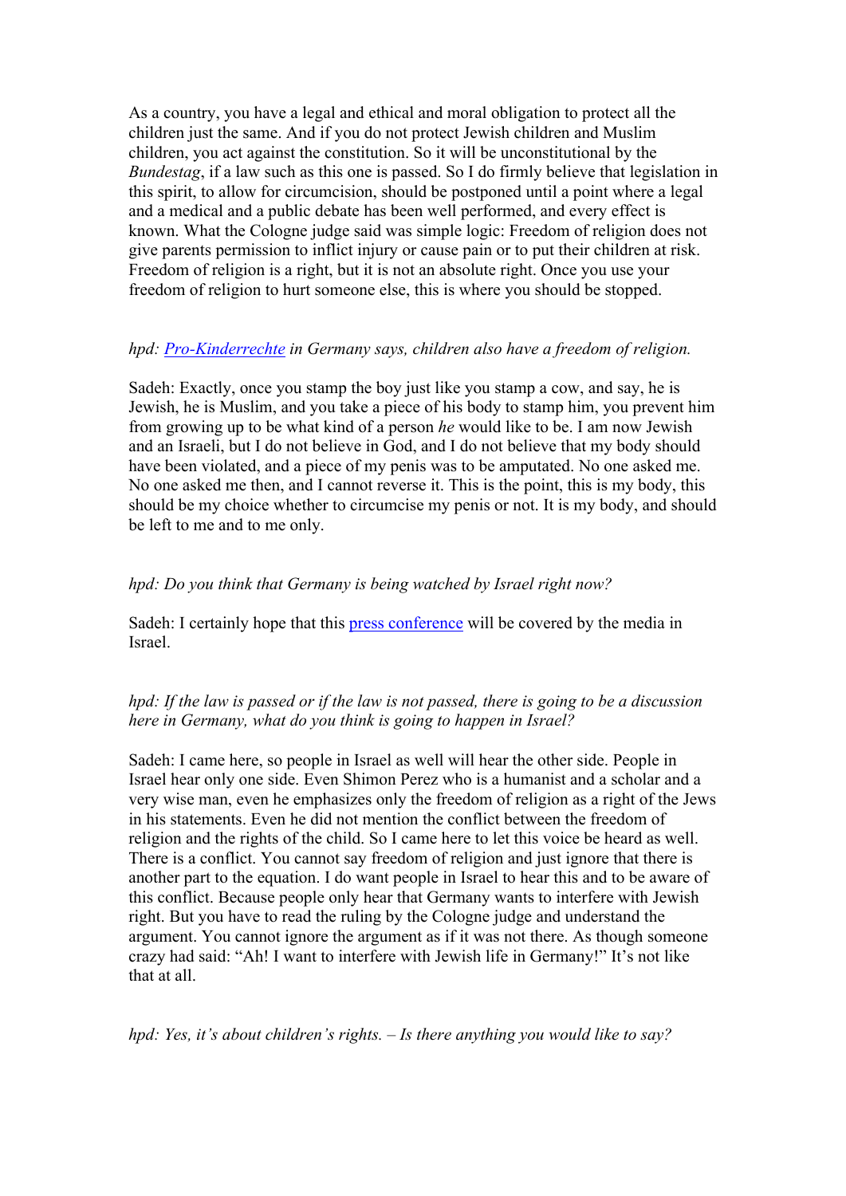As a country, you have a legal and ethical and moral obligation to protect all the children just the same. And if you do not protect Jewish children and Muslim children, you act against the constitution. So it will be unconstitutional by the *Bundestag*, if a law such as this one is passed. So I do firmly believe that legislation in this spirit, to allow for circumcision, should be postponed until a point where a legal and a medical and a public debate has been well performed, and every effect is known. What the Cologne judge said was simple logic: Freedom of religion does not give parents permission to inflict injury or cause pain or to put their children at risk. Freedom of religion is a right, but it is not an absolute right. Once you use your freedom of religion to hurt someone else, this is where you should be stopped.

*hpd: Pro-Kinderrechte in Germany says, children also have a freedom of religion.*

Sadeh: Exactly, once you stamp the boy just like you stamp a cow, and say, he is Jewish, he is Muslim, and you take a piece of his body to stamp him, you prevent him from growing up to be what kind of a person *he* would like to be. I am now Jewish and an Israeli, but I do not believe in God, and I do not believe that my body should have been violated, and a piece of my penis was to be amputated. No one asked me. No one asked me then, and I cannot reverse it. This is the point, this is my body, this should be my choice whether to circumcise my penis or not. It is my body, and should be left to me and to me only.

*hpd: Do you think that Germany is being watched by Israel right now?*

Sadeh: I certainly hope that this press conference will be covered by the media in Israel.

*hpd: If the law is passed or if the law is not passed, there is going to be a discussion here in Germany, what do you think is going to happen in Israel?*

Sadeh: I came here, so people in Israel as well will hear the other side. People in Israel hear only one side. Even Shimon Perez who is a humanist and a scholar and a very wise man, even he emphasizes only the freedom of religion as a right of the Jews in his statements. Even he did not mention the conflict between the freedom of religion and the rights of the child. So I came here to let this voice be heard as well. There is a conflict. You cannot say freedom of religion and just ignore that there is another part to the equation. I do want people in Israel to hear this and to be aware of this conflict. Because people only hear that Germany wants to interfere with Jewish right. But you have to read the ruling by the Cologne judge and understand the argument. You cannot ignore the argument as if it was not there. As though someone crazy had said: "Ah! I want to interfere with Jewish life in Germany!" It's not like that at all.

*hpd: Yes, it's about children's rights. – Is there anything you would like to say?*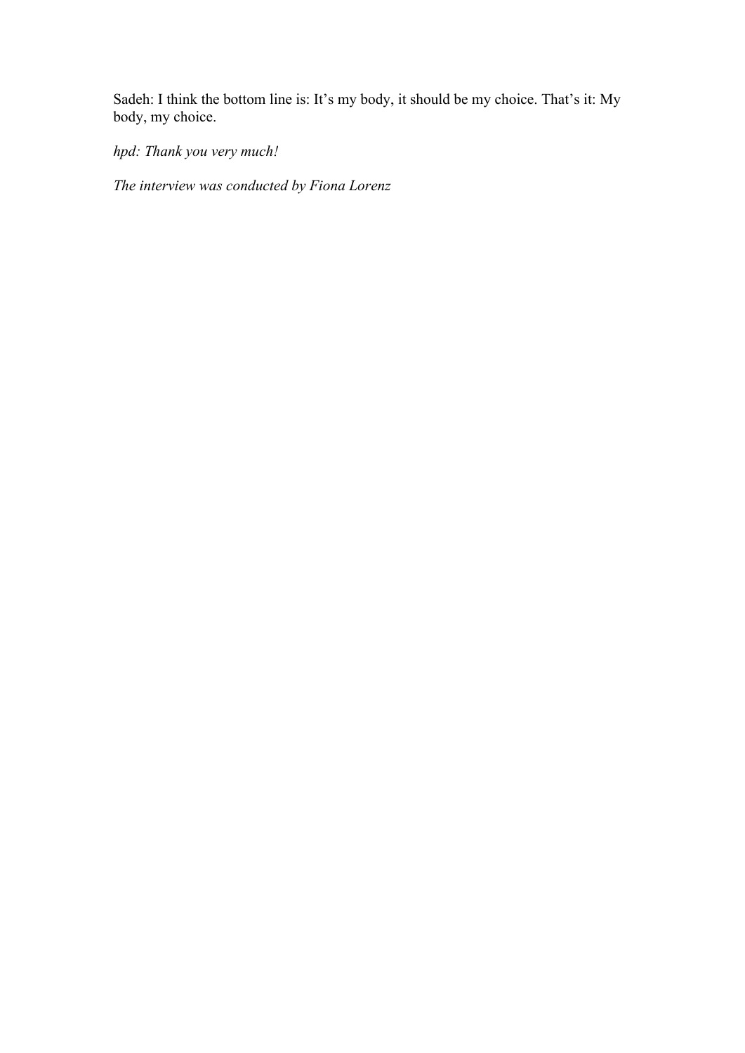Sadeh: I think the bottom line is: It's my body, it should be my choice. That's it: My body, my choice.

*hpd: Thank you very much!*

*The interview was conducted by Fiona Lorenz*